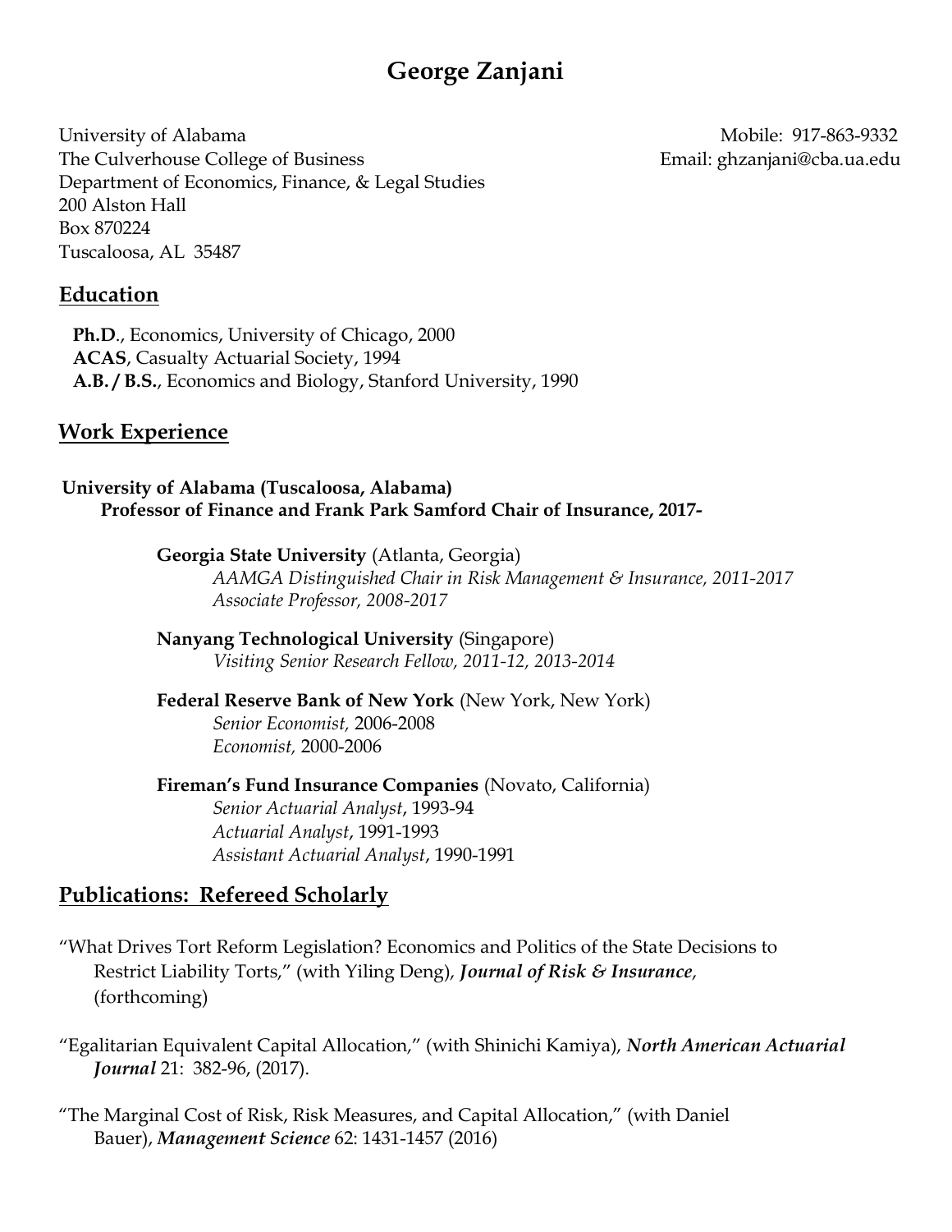# George Zanjani

University of Alabama
The Culverhouse College of Business
Department of Economics, Finance, & Legal Studies
200 Alston Hall
Box 870224
Tuscaloosa, AL 35487

Mobile: 917-863-9332
Email: ghzanjani@cba.ua.edu

## Education

**Ph.D**., Economics, University of Chicago, 2000
**ACAS**, Casualty Actuarial Society, 1994
**A.B. / B.S.**, Economics and Biology, Stanford University, 1990

## Work Experience

**University of Alabama (Tuscaloosa, Alabama)**
**Professor of Finance and Frank Park Samford Chair of Insurance, 2017-**

**Georgia State University** (Atlanta, Georgia)
*AAMGA Distinguished Chair in Risk Management & Insurance, 2011-2017*
*Associate Professor, 2008-2017*

**Nanyang Technological University** (Singapore)
*Visiting Senior Research Fellow, 2011-12, 2013-2014*

**Federal Reserve Bank of New York** (New York, New York)
*Senior Economist,* 2006-2008
*Economist,* 2000-2006

**Fireman's Fund Insurance Companies** (Novato, California)
*Senior Actuarial Analyst*, 1993-94
*Actuarial Analyst*, 1991-1993
*Assistant Actuarial Analyst*, 1990-1991

## Publications: Refereed Scholarly

"What Drives Tort Reform Legislation? Economics and Politics of the State Decisions to Restrict Liability Torts," (with Yiling Deng), ***Journal of Risk & Insurance***, (forthcoming)

"Egalitarian Equivalent Capital Allocation," (with Shinichi Kamiya), ***North American Actuarial Journal*** 21: 382-96, (2017).

"The Marginal Cost of Risk, Risk Measures, and Capital Allocation," (with Daniel Bauer), ***Management Science*** 62: 1431-1457 (2016)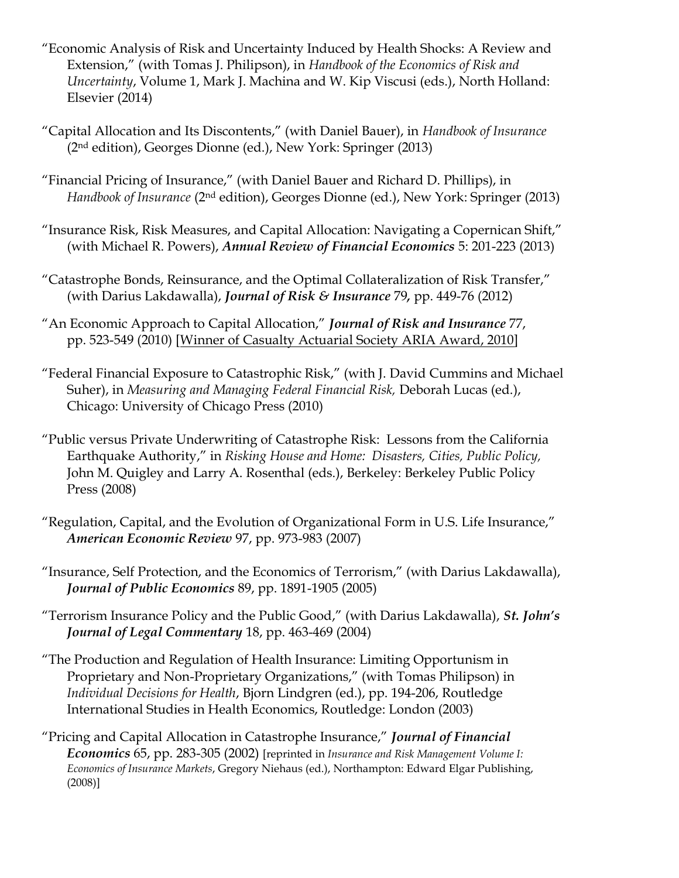"Economic Analysis of Risk and Uncertainty Induced by Health Shocks: A Review and Extension," (with Tomas J. Philipson), in *Handbook of the Economics of Risk and Uncertainty*, Volume 1, Mark J. Machina and W. Kip Viscusi (eds.), North Holland: Elsevier (2014)

"Capital Allocation and Its Discontents," (with Daniel Bauer), in *Handbook of Insurance* (2nd edition), Georges Dionne (ed.), New York: Springer (2013)

"Financial Pricing of Insurance," (with Daniel Bauer and Richard D. Phillips), in *Handbook of Insurance* (2nd edition), Georges Dionne (ed.), New York: Springer (2013)

"Insurance Risk, Risk Measures, and Capital Allocation: Navigating a Copernican Shift," (with Michael R. Powers), ***Annual Review of Financial Economics*** 5: 201-223 (2013)

"Catastrophe Bonds, Reinsurance, and the Optimal Collateralization of Risk Transfer," (with Darius Lakdawalla), ***Journal of Risk & Insurance*** 79**,** pp. 449-76 (2012)

"An Economic Approach to Capital Allocation," ***Journal of Risk and Insurance*** 77, pp. 523-549 (2010) [Winner of Casualty Actuarial Society ARIA Award, 2010]

"Federal Financial Exposure to Catastrophic Risk," (with J. David Cummins and Michael Suher), in *Measuring and Managing Federal Financial Risk,* Deborah Lucas (ed.), Chicago: University of Chicago Press (2010)

"Public versus Private Underwriting of Catastrophe Risk: Lessons from the California Earthquake Authority," in *Risking House and Home: Disasters, Cities, Public Policy,* John M. Quigley and Larry A. Rosenthal (eds.), Berkeley: Berkeley Public Policy Press (2008)

"Regulation, Capital, and the Evolution of Organizational Form in U.S. Life Insurance," ***American Economic Review*** 97, pp. 973-983 (2007)

"Insurance, Self Protection, and the Economics of Terrorism," (with Darius Lakdawalla), ***Journal of Public Economics*** 89, pp. 1891-1905 (2005)

"Terrorism Insurance Policy and the Public Good," (with Darius Lakdawalla), ***St. John's Journal of Legal Commentary*** 18, pp. 463-469 (2004)

"The Production and Regulation of Health Insurance: Limiting Opportunism in Proprietary and Non-Proprietary Organizations," (with Tomas Philipson) in *Individual Decisions for Health*, Bjorn Lindgren (ed.), pp. 194-206, Routledge International Studies in Health Economics, Routledge: London (2003)

"Pricing and Capital Allocation in Catastrophe Insurance," ***Journal of Financial Economics*** 65, pp. 283-305 (2002) [reprinted in *Insurance and Risk Management Volume I: Economics of Insurance Markets*, Gregory Niehaus (ed.), Northampton: Edward Elgar Publishing, (2008)]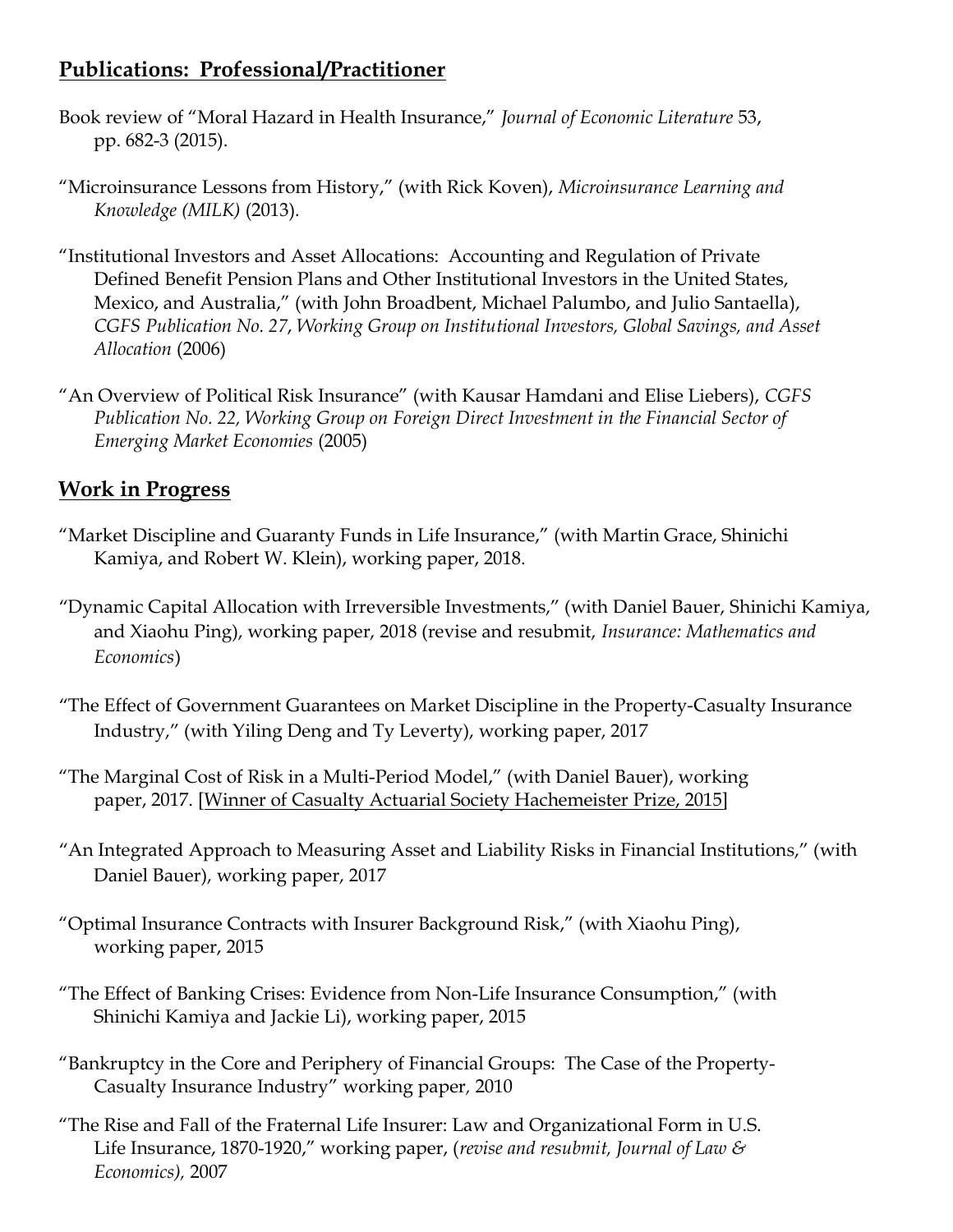## Publications: Professional/Practitioner

Book review of "Moral Hazard in Health Insurance," *Journal of Economic Literature* 53, pp. 682-3 (2015).

"Microinsurance Lessons from History," (with Rick Koven), *Microinsurance Learning and Knowledge (MILK)* (2013).

"Institutional Investors and Asset Allocations: Accounting and Regulation of Private Defined Benefit Pension Plans and Other Institutional Investors in the United States, Mexico, and Australia," (with John Broadbent, Michael Palumbo, and Julio Santaella), *CGFS Publication No. 27*, *Working Group on Institutional Investors, Global Savings, and Asset Allocation* (2006)

"An Overview of Political Risk Insurance" (with Kausar Hamdani and Elise Liebers), *CGFS Publication No. 22, Working Group on Foreign Direct Investment in the Financial Sector of Emerging Market Economies* (2005)

## Work in Progress

"Market Discipline and Guaranty Funds in Life Insurance," (with Martin Grace, Shinichi Kamiya, and Robert W. Klein), working paper, 2018.

"Dynamic Capital Allocation with Irreversible Investments," (with Daniel Bauer, Shinichi Kamiya, and Xiaohu Ping), working paper, 2018 (revise and resubmit, *Insurance: Mathematics and Economics*)

"The Effect of Government Guarantees on Market Discipline in the Property-Casualty Insurance Industry," (with Yiling Deng and Ty Leverty), working paper, 2017

"The Marginal Cost of Risk in a Multi-Period Model," (with Daniel Bauer), working paper, 2017. [Winner of Casualty Actuarial Society Hachemeister Prize, 2015]

"An Integrated Approach to Measuring Asset and Liability Risks in Financial Institutions," (with Daniel Bauer), working paper, 2017

"Optimal Insurance Contracts with Insurer Background Risk," (with Xiaohu Ping), working paper, 2015

"The Effect of Banking Crises: Evidence from Non-Life Insurance Consumption," (with Shinichi Kamiya and Jackie Li), working paper, 2015

"Bankruptcy in the Core and Periphery of Financial Groups: The Case of the Property-Casualty Insurance Industry" working paper, 2010

"The Rise and Fall of the Fraternal Life Insurer: Law and Organizational Form in U.S. Life Insurance, 1870-1920," working paper, (*revise and resubmit, Journal of Law & Economics),* 2007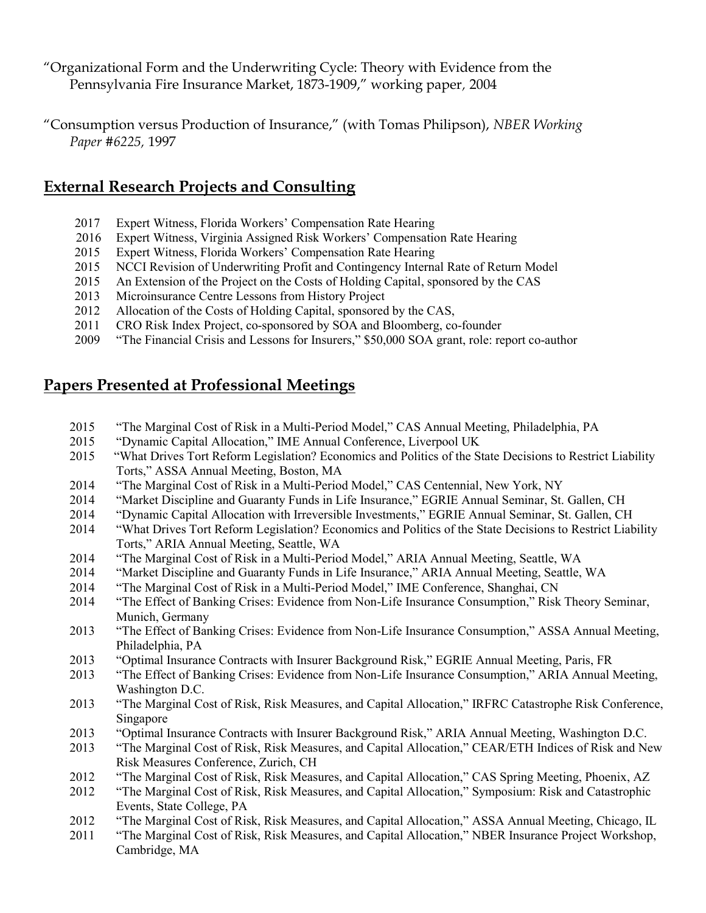"Organizational Form and the Underwriting Cycle: Theory with Evidence from the Pennsylvania Fire Insurance Market, 1873-1909," working paper, 2004

"Consumption versus Production of Insurance," (with Tomas Philipson), *NBER Working Paper #6225,* 1997

## External Research Projects and Consulting

- 2017 Expert Witness, Florida Workers' Compensation Rate Hearing
- 2016 Expert Witness, Virginia Assigned Risk Workers' Compensation Rate Hearing
- 2015 Expert Witness, Florida Workers' Compensation Rate Hearing
- 2015 NCCI Revision of Underwriting Profit and Contingency Internal Rate of Return Model
- 2015 An Extension of the Project on the Costs of Holding Capital, sponsored by the CAS
- 2013 Microinsurance Centre Lessons from History Project
- 2012 Allocation of the Costs of Holding Capital, sponsored by the CAS,
- 2011 CRO Risk Index Project, co-sponsored by SOA and Bloomberg, co-founder
- 2009 "The Financial Crisis and Lessons for Insurers," $50,000 SOA grant, role: report co-author

## Papers Presented at Professional Meetings

- 2015 "The Marginal Cost of Risk in a Multi-Period Model," CAS Annual Meeting, Philadelphia, PA
- 2015 "Dynamic Capital Allocation," IME Annual Conference, Liverpool UK
- 2015 "What Drives Tort Reform Legislation? Economics and Politics of the State Decisions to Restrict Liability Torts," ASSA Annual Meeting, Boston, MA
- 2014 "The Marginal Cost of Risk in a Multi-Period Model," CAS Centennial, New York, NY
- 2014 "Market Discipline and Guaranty Funds in Life Insurance," EGRIE Annual Seminar, St. Gallen, CH
- 2014 "Dynamic Capital Allocation with Irreversible Investments," EGRIE Annual Seminar, St. Gallen, CH
- 2014 "What Drives Tort Reform Legislation? Economics and Politics of the State Decisions to Restrict Liability Torts," ARIA Annual Meeting, Seattle, WA
- 2014 "The Marginal Cost of Risk in a Multi-Period Model," ARIA Annual Meeting, Seattle, WA
- 2014 "Market Discipline and Guaranty Funds in Life Insurance," ARIA Annual Meeting, Seattle, WA
- 2014 "The Marginal Cost of Risk in a Multi-Period Model," IME Conference, Shanghai, CN
- 2014 "The Effect of Banking Crises: Evidence from Non-Life Insurance Consumption," Risk Theory Seminar, Munich, Germany
- 2013 "The Effect of Banking Crises: Evidence from Non-Life Insurance Consumption," ASSA Annual Meeting, Philadelphia, PA
- 2013 "Optimal Insurance Contracts with Insurer Background Risk," EGRIE Annual Meeting, Paris, FR
- 2013 "The Effect of Banking Crises: Evidence from Non-Life Insurance Consumption," ARIA Annual Meeting, Washington D.C.
- 2013 "The Marginal Cost of Risk, Risk Measures, and Capital Allocation," IRFRC Catastrophe Risk Conference, Singapore
- 2013 "Optimal Insurance Contracts with Insurer Background Risk," ARIA Annual Meeting, Washington D.C.
- 2013 "The Marginal Cost of Risk, Risk Measures, and Capital Allocation," CEAR/ETH Indices of Risk and New Risk Measures Conference, Zurich, CH
- 2012 "The Marginal Cost of Risk, Risk Measures, and Capital Allocation," CAS Spring Meeting, Phoenix, AZ
- 2012 "The Marginal Cost of Risk, Risk Measures, and Capital Allocation," Symposium: Risk and Catastrophic Events, State College, PA
- 2012 "The Marginal Cost of Risk, Risk Measures, and Capital Allocation," ASSA Annual Meeting, Chicago, IL
- 2011 "The Marginal Cost of Risk, Risk Measures, and Capital Allocation," NBER Insurance Project Workshop, Cambridge, MA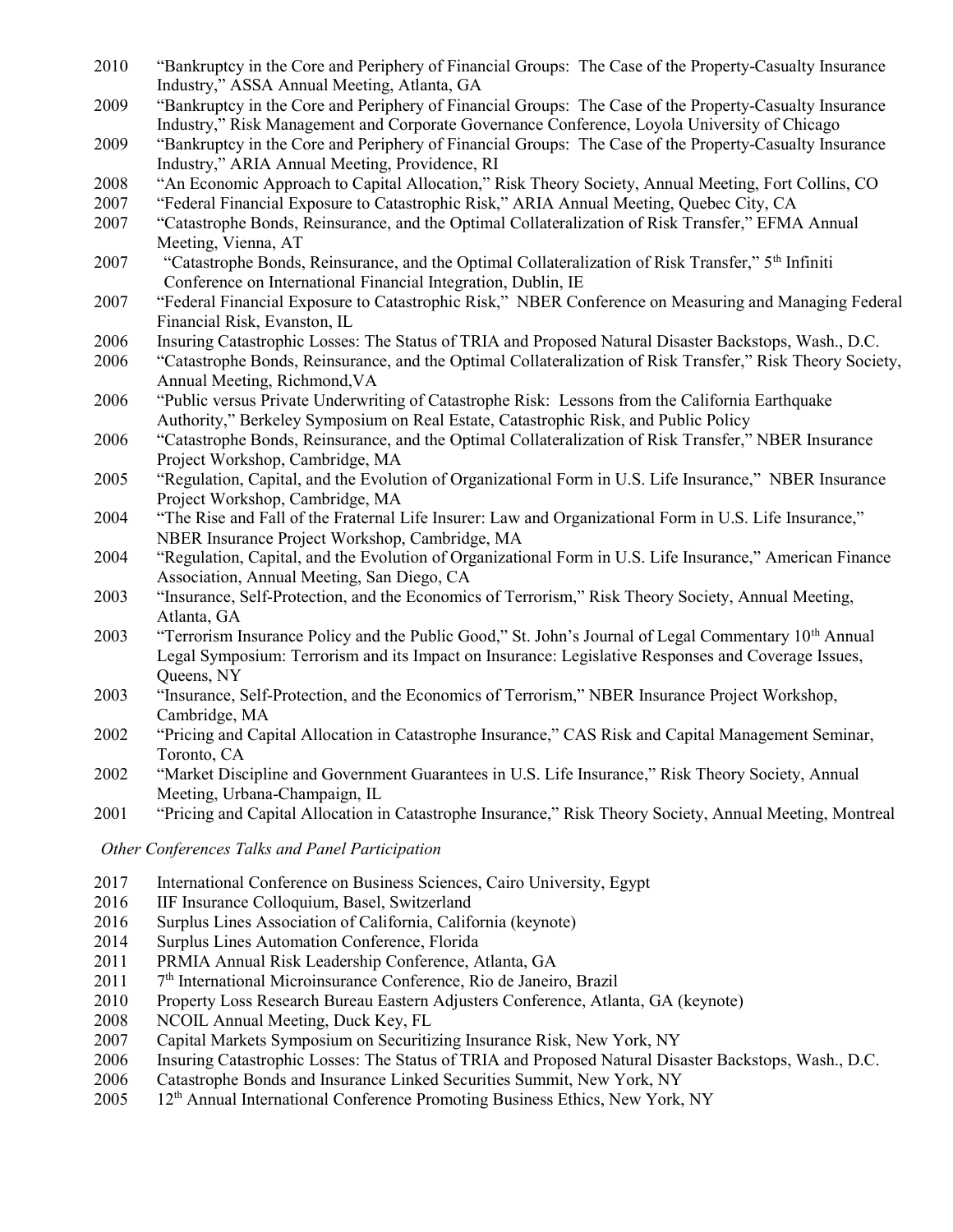2010 "Bankruptcy in the Core and Periphery of Financial Groups: The Case of the Property-Casualty Insurance Industry," ASSA Annual Meeting, Atlanta, GA

2009 "Bankruptcy in the Core and Periphery of Financial Groups: The Case of the Property-Casualty Insurance Industry," Risk Management and Corporate Governance Conference, Loyola University of Chicago

2009 "Bankruptcy in the Core and Periphery of Financial Groups: The Case of the Property-Casualty Insurance Industry," ARIA Annual Meeting, Providence, RI

2008 "An Economic Approach to Capital Allocation," Risk Theory Society, Annual Meeting, Fort Collins, CO

2007 "Federal Financial Exposure to Catastrophic Risk," ARIA Annual Meeting, Quebec City, CA

2007 "Catastrophe Bonds, Reinsurance, and the Optimal Collateralization of Risk Transfer," EFMA Annual Meeting, Vienna, AT

2007 "Catastrophe Bonds, Reinsurance, and the Optimal Collateralization of Risk Transfer," 5th Infiniti Conference on International Financial Integration, Dublin, IE

2007 "Federal Financial Exposure to Catastrophic Risk," NBER Conference on Measuring and Managing Federal Financial Risk, Evanston, IL

2006 Insuring Catastrophic Losses: The Status of TRIA and Proposed Natural Disaster Backstops, Wash., D.C.

2006 "Catastrophe Bonds, Reinsurance, and the Optimal Collateralization of Risk Transfer," Risk Theory Society, Annual Meeting, Richmond,VA

2006 "Public versus Private Underwriting of Catastrophe Risk: Lessons from the California Earthquake Authority," Berkeley Symposium on Real Estate, Catastrophic Risk, and Public Policy

2006 "Catastrophe Bonds, Reinsurance, and the Optimal Collateralization of Risk Transfer," NBER Insurance Project Workshop, Cambridge, MA

2005 "Regulation, Capital, and the Evolution of Organizational Form in U.S. Life Insurance," NBER Insurance Project Workshop, Cambridge, MA

2004 "The Rise and Fall of the Fraternal Life Insurer: Law and Organizational Form in U.S. Life Insurance," NBER Insurance Project Workshop, Cambridge, MA

2004 "Regulation, Capital, and the Evolution of Organizational Form in U.S. Life Insurance," American Finance Association, Annual Meeting, San Diego, CA

2003 "Insurance, Self-Protection, and the Economics of Terrorism," Risk Theory Society, Annual Meeting, Atlanta, GA

2003 "Terrorism Insurance Policy and the Public Good," St. John's Journal of Legal Commentary 10th Annual Legal Symposium: Terrorism and its Impact on Insurance: Legislative Responses and Coverage Issues, Queens, NY

2003 "Insurance, Self-Protection, and the Economics of Terrorism," NBER Insurance Project Workshop, Cambridge, MA

2002 "Pricing and Capital Allocation in Catastrophe Insurance," CAS Risk and Capital Management Seminar, Toronto, CA

2002 "Market Discipline and Government Guarantees in U.S. Life Insurance," Risk Theory Society, Annual Meeting, Urbana-Champaign, IL

2001 "Pricing and Capital Allocation in Catastrophe Insurance," Risk Theory Society, Annual Meeting, Montreal

*Other Conferences Talks and Panel Participation*

2017 International Conference on Business Sciences, Cairo University, Egypt

2016 IIF Insurance Colloquium, Basel, Switzerland

2016 Surplus Lines Association of California, California (keynote)

2014 Surplus Lines Automation Conference, Florida

2011 PRMIA Annual Risk Leadership Conference, Atlanta, GA

2011 7th International Microinsurance Conference, Rio de Janeiro, Brazil

2010 Property Loss Research Bureau Eastern Adjusters Conference, Atlanta, GA (keynote)

2008 NCOIL Annual Meeting, Duck Key, FL

2007 Capital Markets Symposium on Securitizing Insurance Risk, New York, NY

2006 Insuring Catastrophic Losses: The Status of TRIA and Proposed Natural Disaster Backstops, Wash., D.C.

2006 Catastrophe Bonds and Insurance Linked Securities Summit, New York, NY

2005 12th Annual International Conference Promoting Business Ethics, New York, NY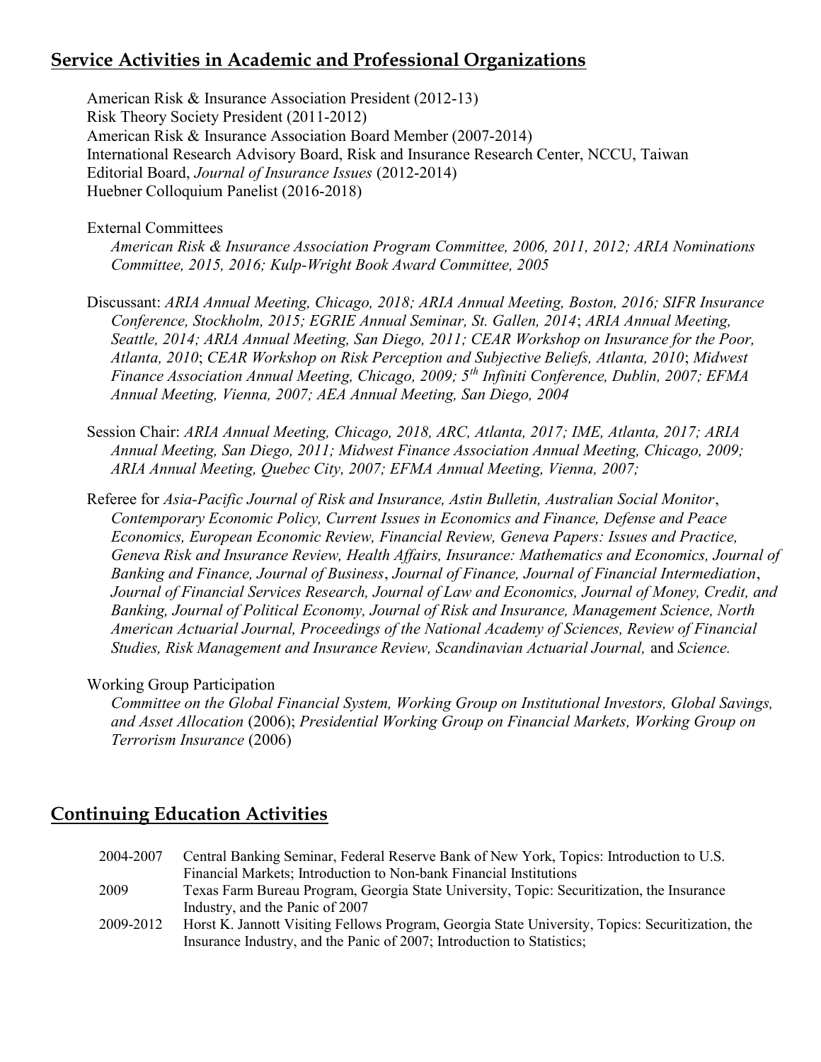## Service Activities in Academic and Professional Organizations

American Risk & Insurance Association President (2012-13)
Risk Theory Society President (2011-2012)
American Risk & Insurance Association Board Member (2007-2014)
International Research Advisory Board, Risk and Insurance Research Center, NCCU, Taiwan
Editorial Board, *Journal of Insurance Issues* (2012-2014)
Huebner Colloquium Panelist (2016-2018)

External Committees
*American Risk & Insurance Association Program Committee, 2006, 2011, 2012; ARIA Nominations Committee, 2015, 2016; Kulp-Wright Book Award Committee, 2005*

Discussant: *ARIA Annual Meeting, Chicago, 2018; ARIA Annual Meeting, Boston, 2016; SIFR Insurance Conference, Stockholm, 2015; EGRIE Annual Seminar, St. Gallen, 2014*; *ARIA Annual Meeting, Seattle, 2014; ARIA Annual Meeting, San Diego, 2011; CEAR Workshop on Insurance for the Poor, Atlanta, 2010*; *CEAR Workshop on Risk Perception and Subjective Beliefs, Atlanta, 2010*; *Midwest Finance Association Annual Meeting, Chicago, 2009; 5th Infiniti Conference, Dublin, 2007; EFMA Annual Meeting, Vienna, 2007; AEA Annual Meeting, San Diego, 2004*

Session Chair: *ARIA Annual Meeting, Chicago, 2018, ARC, Atlanta, 2017; IME, Atlanta, 2017; ARIA Annual Meeting, San Diego, 2011; Midwest Finance Association Annual Meeting, Chicago, 2009; ARIA Annual Meeting, Quebec City, 2007; EFMA Annual Meeting, Vienna, 2007;*

Referee for *Asia-Pacific Journal of Risk and Insurance, Astin Bulletin, Australian Social Monitor*, *Contemporary Economic Policy, Current Issues in Economics and Finance, Defense and Peace Economics, European Economic Review, Financial Review, Geneva Papers: Issues and Practice, Geneva Risk and Insurance Review, Health Affairs, Insurance: Mathematics and Economics, Journal of Banking and Finance, Journal of Business*, *Journal of Finance, Journal of Financial Intermediation*, *Journal of Financial Services Research, Journal of Law and Economics, Journal of Money, Credit, and Banking, Journal of Political Economy, Journal of Risk and Insurance, Management Science, North American Actuarial Journal, Proceedings of the National Academy of Sciences, Review of Financial Studies, Risk Management and Insurance Review, Scandinavian Actuarial Journal,* and *Science.*

Working Group Participation
*Committee on the Global Financial System, Working Group on Institutional Investors, Global Savings, and Asset Allocation* (2006); *Presidential Working Group on Financial Markets, Working Group on Terrorism Insurance* (2006)

## Continuing Education Activities

| | |
|---|---|
| 2004-2007 | Central Banking Seminar, Federal Reserve Bank of New York, Topics: Introduction to U.S. Financial Markets; Introduction to Non-bank Financial Institutions |
| 2009 | Texas Farm Bureau Program, Georgia State University, Topic: Securitization, the Insurance Industry, and the Panic of 2007 |
| 2009-2012 | Horst K. Jannott Visiting Fellows Program, Georgia State University, Topics: Securitization, the Insurance Industry, and the Panic of 2007; Introduction to Statistics; |